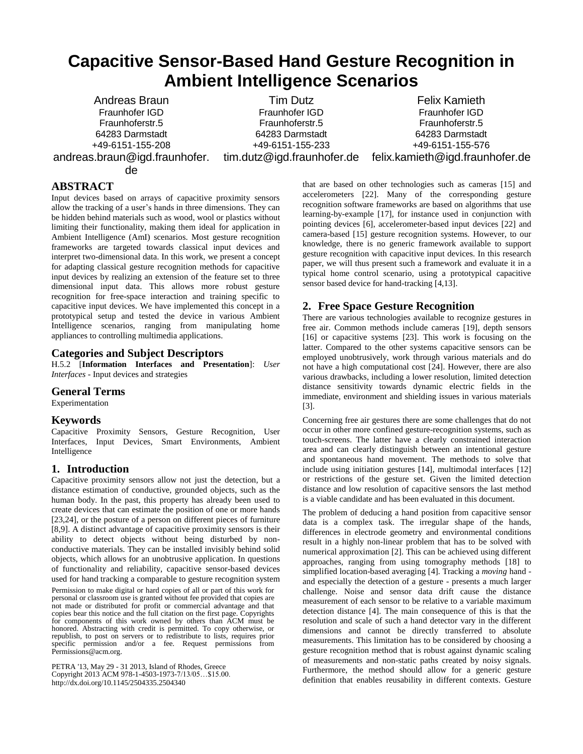# Capacitive Sensor-Based Hand Gesture Recognition in Ambient Intelligence Scenarios

Andreas Braun
Fraunhofer IGD
Fraunhoferstr.5
64283 Darmstadt
+49-6151-155-208
andreas.braun@igd.fraunhofer.de

Tim Dutz
Fraunhofer IGD
Fraunhoferstr.5
64283 Darmstadt
+49-6151-155-233
tim.dutz@igd.fraunhofer.de

Felix Kamieth
Fraunhofer IGD
Fraunhoferstr.5
64283 Darmstadt
+49-6151-155-576
felix.kamieth@igd.fraunhofer.de

## ABSTRACT

Input devices based on arrays of capacitive proximity sensors allow the tracking of a user's hands in three dimensions. They can be hidden behind materials such as wood, wool or plastics without limiting their functionality, making them ideal for application in Ambient Intelligence (AmI) scenarios. Most gesture recognition frameworks are targeted towards classical input devices and interpret two-dimensional data. In this work, we present a concept for adapting classical gesture recognition methods for capacitive input devices by realizing an extension of the feature set to three dimensional input data. This allows more robust gesture recognition for free-space interaction and training specific to capacitive input devices. We have implemented this concept in a prototypical setup and tested the device in various Ambient Intelligence scenarios, ranging from manipulating home appliances to controlling multimedia applications.

### Categories and Subject Descriptors

H.5.2 [**Information Interfaces and Presentation**]: *User Interfaces* - Input devices and strategies

### General Terms

Experimentation

### Keywords

Capacitive Proximity Sensors, Gesture Recognition, User Interfaces, Input Devices, Smart Environments, Ambient Intelligence

## 1. Introduction

Capacitive proximity sensors allow not just the detection, but a distance estimation of conductive, grounded objects, such as the human body. In the past, this property has already been used to create devices that can estimate the position of one or more hands [23,24], or the posture of a person on different pieces of furniture [8,9]. A distinct advantage of capacitive proximity sensors is their ability to detect objects without being disturbed by non-conductive materials. They can be installed invisibly behind solid objects, which allows for an unobtrusive application. In questions of functionality and reliability, capacitive sensor-based devices used for hand tracking a comparable to gesture recognition system that are based on other technologies such as cameras [15] and accelerometers [22]. Many of the corresponding gesture recognition software frameworks are based on algorithms that use learning-by-example [17], for instance used in conjunction with pointing devices [6], accelerometer-based input devices [22] and camera-based [15] gesture recognition systems. However, to our knowledge, there is no generic framework available to support gesture recognition with capacitive input devices. In this research paper, we will thus present such a framework and evaluate it in a typical home control scenario, using a prototypical capacitive sensor based device for hand-tracking [4,13].

Permission to make digital or hard copies of all or part of this work for personal or classroom use is granted without fee provided that copies are not made or distributed for profit or commercial advantage and that copies bear this notice and the full citation on the first page. Copyrights for components of this work owned by others than ACM must be honored. Abstracting with credit is permitted. To copy otherwise, or republish, to post on servers or to redistribute to lists, requires prior specific permission and/or a fee. Request permissions from Permissions@acm.org.

PETRA '13, May 29 - 31 2013, Island of Rhodes, Greece
Copyright 2013 ACM 978-1-4503-1973-7/13/05…$15.00.
http://dx.doi.org/10.1145/2504335.2504340

## 2. Free Space Gesture Recognition

There are various technologies available to recognize gestures in free air. Common methods include cameras [19], depth sensors [16] or capacitive systems [23]. This work is focusing on the latter. Compared to the other systems capacitive sensors can be employed unobtrusively, work through various materials and do not have a high computational cost [24]. However, there are also various drawbacks, including a lower resolution, limited detection distance sensitivity towards dynamic electric fields in the immediate, environment and shielding issues in various materials [3].

Concerning free air gestures there are some challenges that do not occur in other more confined gesture-recognition systems, such as touch-screens. The latter have a clearly constrained interaction area and can clearly distinguish between an intentional gesture and spontaneous hand movement. The methods to solve that include using initiation gestures [14], multimodal interfaces [12] or restrictions of the gesture set. Given the limited detection distance and low resolution of capacitive sensors the last method is a viable candidate and has been evaluated in this document.

The problem of deducing a hand position from capacitive sensor data is a complex task. The irregular shape of the hands, differences in electrode geometry and environmental conditions result in a highly non-linear problem that has to be solved with numerical approximation [2]. This can be achieved using different approaches, ranging from using tomography methods [18] to simplified location-based averaging [4]. Tracking a *moving* hand - and especially the detection of a gesture - presents a much larger challenge. Noise and sensor data drift cause the distance measurement of each sensor to be relative to a variable maximum detection distance [4]. The main consequence of this is that the resolution and scale of such a hand detector vary in the different dimensions and cannot be directly transferred to absolute measurements. This limitation has to be considered by choosing a gesture recognition method that is robust against dynamic scaling of measurements and non-static paths created by noisy signals. Furthermore, the method should allow for a generic gesture definition that enables reusability in different contexts. Gesture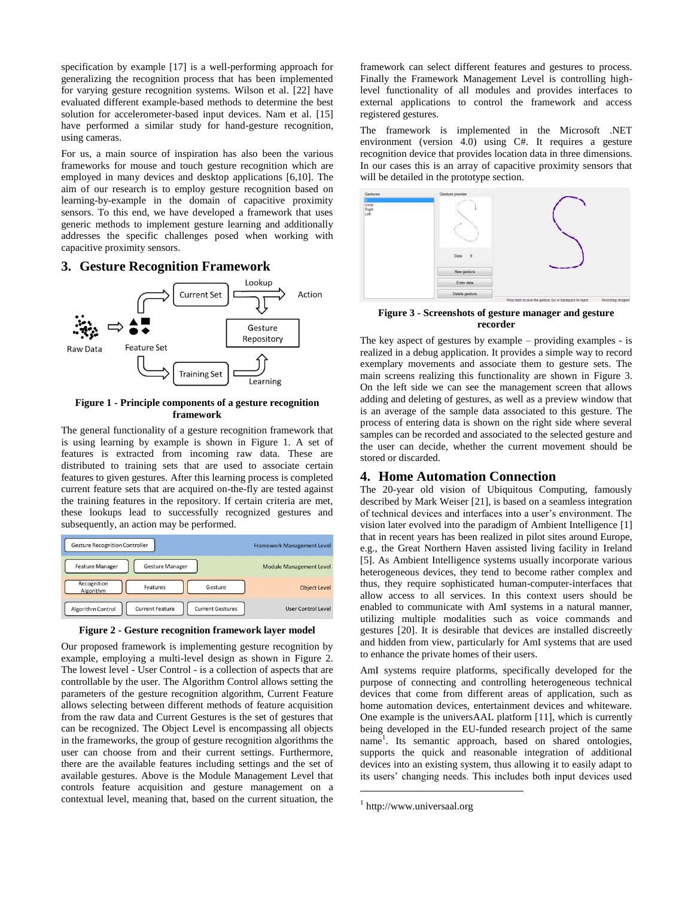specification by example [17] is a well-performing approach for generalizing the recognition process that has been implemented for varying gesture recognition systems. Wilson et al. [22] have evaluated different example-based methods to determine the best solution for accelerometer-based input devices. Nam et al. [15] have performed a similar study for hand-gesture recognition, using cameras.

For us, a main source of inspiration has also been the various frameworks for mouse and touch gesture recognition which are employed in many devices and desktop applications [6,10]. The aim of our research is to employ gesture recognition based on learning-by-example in the domain of capacitive proximity sensors. To this end, we have developed a framework that uses generic methods to implement gesture learning and additionally addresses the specific challenges posed when working with capacitive proximity sensors.

## 3. Gesture Recognition Framework

**Figure 1 - Principle components of a gesture recognition framework**

The general functionality of a gesture recognition framework that is using learning by example is shown in Figure 1. A set of features is extracted from incoming raw data. These are distributed to training sets that are used to associate certain features to given gestures. After this learning process is completed current feature sets that are acquired on-the-fly are tested against the training features in the repository. If certain criteria are met, these lookups lead to successfully recognized gestures and subsequently, an action may be performed.

**Figure 2 - Gesture recognition framework layer model**

Our proposed framework is implementing gesture recognition by example, employing a multi-level design as shown in Figure 2. The lowest level - User Control - is a collection of aspects that are controllable by the user. The Algorithm Control allows setting the parameters of the gesture recognition algorithm, Current Feature allows selecting between different methods of feature acquisition from the raw data and Current Gestures is the set of gestures that can be recognized. The Object Level is encompassing all objects in the frameworks, the group of gesture recognition algorithms the user can choose from and their current settings. Furthermore, there are the available features including settings and the set of available gestures. Above is the Module Management Level that controls feature acquisition and gesture management on a contextual level, meaning that, based on the current situation, the framework can select different features and gestures to process. Finally the Framework Management Level is controlling high-level functionality of all modules and provides interfaces to external applications to control the framework and access registered gestures.

The framework is implemented in the Microsoft .NET environment (version 4.0) using C#. It requires a gesture recognition device that provides location data in three dimensions. In our cases this is an array of capacitive proximity sensors that will be detailed in the prototype section.

**Figure 3 - Screenshots of gesture manager and gesture recorder**

The key aspect of gestures by example – providing examples - is realized in a debug application. It provides a simple way to record exemplary movements and associate them to gesture sets. The main screens realizing this functionality are shown in Figure 3. On the left side we can see the management screen that allows adding and deleting of gestures, as well as a preview window that is an average of the sample data associated to this gesture. The process of entering data is shown on the right side where several samples can be recorded and associated to the selected gesture and the user can decide, whether the current movement should be stored or discarded.

## 4. Home Automation Connection

The 20-year old vision of Ubiquitous Computing, famously described by Mark Weiser [21], is based on a seamless integration of technical devices and interfaces into a user's environment. The vision later evolved into the paradigm of Ambient Intelligence [1] that in recent years has been realized in pilot sites around Europe, e.g., the Great Northern Haven assisted living facility in Ireland [5]. As Ambient Intelligence systems usually incorporate various heterogeneous devices, they tend to become rather complex and thus, they require sophisticated human-computer-interfaces that allow access to all services. In this context users should be enabled to communicate with AmI systems in a natural manner, utilizing multiple modalities such as voice commands and gestures [20]. It is desirable that devices are installed discreetly and hidden from view, particularly for AmI systems that are used to enhance the private homes of their users.

AmI systems require platforms, specifically developed for the purpose of connecting and controlling heterogeneous technical devices that come from different areas of application, such as home automation devices, entertainment devices and whiteware. One example is the universAAL platform [11], which is currently being developed in the EU-funded research project of the same name[1]. Its semantic approach, based on shared ontologies, supports the quick and reasonable integration of additional devices into an existing system, thus allowing it to easily adapt to its users' changing needs. This includes both input devices used

[1] http://www.universaal.org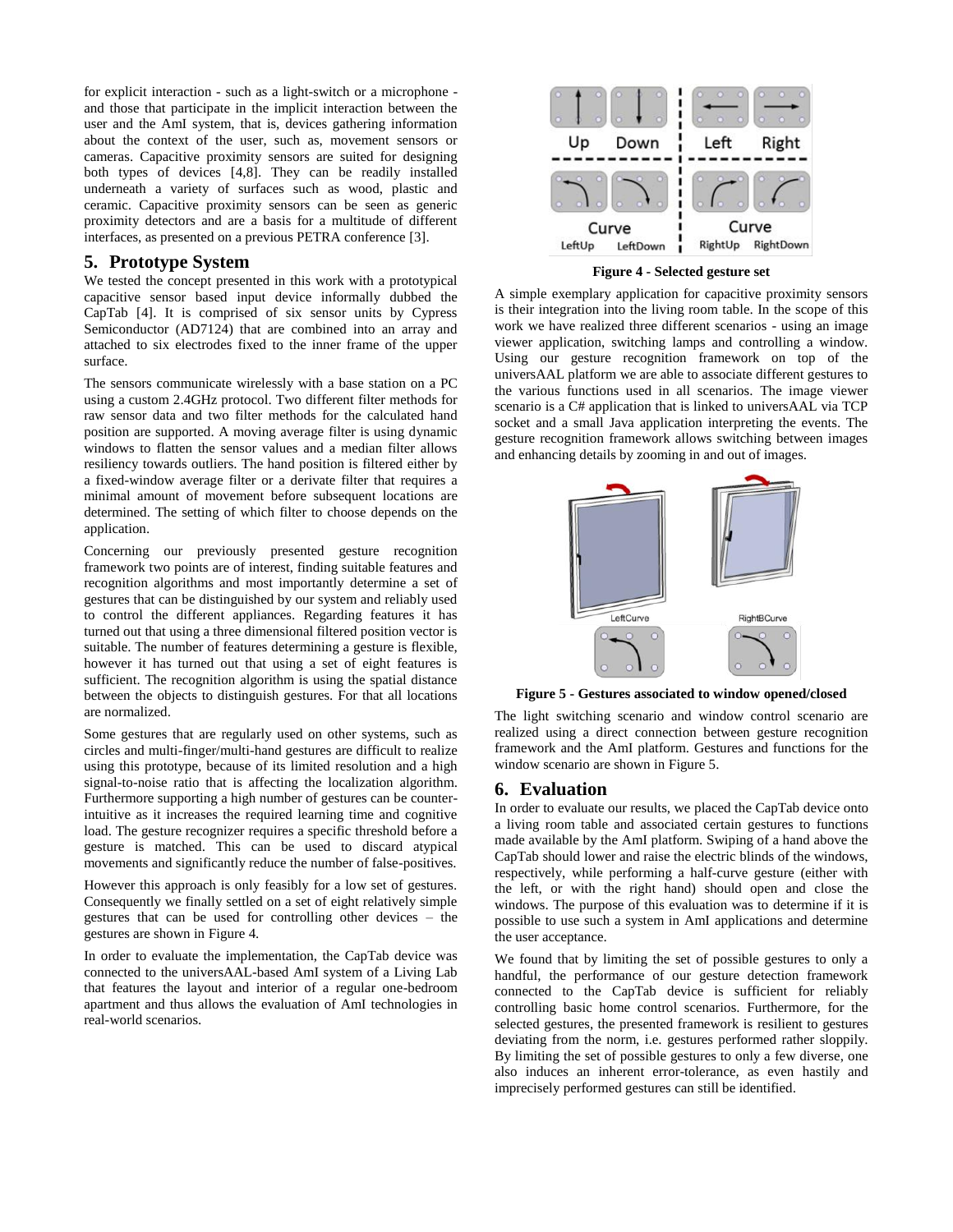for explicit interaction - such as a light-switch or a microphone - and those that participate in the implicit interaction between the user and the AmI system, that is, devices gathering information about the context of the user, such as, movement sensors or cameras. Capacitive proximity sensors are suited for designing both types of devices [4,8]. They can be readily installed underneath a variety of surfaces such as wood, plastic and ceramic. Capacitive proximity sensors can be seen as generic proximity detectors and are a basis for a multitude of different interfaces, as presented on a previous PETRA conference [3].

## 5. Prototype System

We tested the concept presented in this work with a prototypical capacitive sensor based input device informally dubbed the CapTab [4]. It is comprised of six sensor units by Cypress Semiconductor (AD7124) that are combined into an array and attached to six electrodes fixed to the inner frame of the upper surface.

The sensors communicate wirelessly with a base station on a PC using a custom 2.4GHz protocol. Two different filter methods for raw sensor data and two filter methods for the calculated hand position are supported. A moving average filter is using dynamic windows to flatten the sensor values and a median filter allows resiliency towards outliers. The hand position is filtered either by a fixed-window average filter or a derivate filter that requires a minimal amount of movement before subsequent locations are determined. The setting of which filter to choose depends on the application.

Concerning our previously presented gesture recognition framework two points are of interest, finding suitable features and recognition algorithms and most importantly determine a set of gestures that can be distinguished by our system and reliably used to control the different appliances. Regarding features it has turned out that using a three dimensional filtered position vector is suitable. The number of features determining a gesture is flexible, however it has turned out that using a set of eight features is sufficient. The recognition algorithm is using the spatial distance between the objects to distinguish gestures. For that all locations are normalized.

Some gestures that are regularly used on other systems, such as circles and multi-finger/multi-hand gestures are difficult to realize using this prototype, because of its limited resolution and a high signal-to-noise ratio that is affecting the localization algorithm. Furthermore supporting a high number of gestures can be counter-intuitive as it increases the required learning time and cognitive load. The gesture recognizer requires a specific threshold before a gesture is matched. This can be used to discard atypical movements and significantly reduce the number of false-positives.

However this approach is only feasibly for a low set of gestures. Consequently we finally settled on a set of eight relatively simple gestures that can be used for controlling other devices – the gestures are shown in Figure 4.

In order to evaluate the implementation, the CapTab device was connected to the universAAL-based AmI system of a Living Lab that features the layout and interior of a regular one-bedroom apartment and thus allows the evaluation of AmI technologies in real-world scenarios.

Up
Down
Left
Right
Curve
LeftUp
LeftDown
Curve
RightUp
RightDown

**Figure 4 - Selected gesture set**

A simple exemplary application for capacitive proximity sensors is their integration into the living room table. In the scope of this work we have realized three different scenarios - using an image viewer application, switching lamps and controlling a window. Using our gesture recognition framework on top of the universAAL platform we are able to associate different gestures to the various functions used in all scenarios. The image viewer scenario is a C# application that is linked to universAAL via TCP socket and a small Java application interpreting the events. The gesture recognition framework allows switching between images and enhancing details by zooming in and out of images.

LeftCurve
RightBCurve

**Figure 5 - Gestures associated to window opened/closed**

The light switching scenario and window control scenario are realized using a direct connection between gesture recognition framework and the AmI platform. Gestures and functions for the window scenario are shown in Figure 5.

## 6. Evaluation

In order to evaluate our results, we placed the CapTab device onto a living room table and associated certain gestures to functions made available by the AmI platform. Swiping of a hand above the CapTab should lower and raise the electric blinds of the windows, respectively, while performing a half-curve gesture (either with the left, or with the right hand) should open and close the windows. The purpose of this evaluation was to determine if it is possible to use such a system in AmI applications and determine the user acceptance.

We found that by limiting the set of possible gestures to only a handful, the performance of our gesture detection framework connected to the CapTab device is sufficient for reliably controlling basic home control scenarios. Furthermore, for the selected gestures, the presented framework is resilient to gestures deviating from the norm, i.e. gestures performed rather sloppily. By limiting the set of possible gestures to only a few diverse, one also induces an inherent error-tolerance, as even hastily and imprecisely performed gestures can still be identified.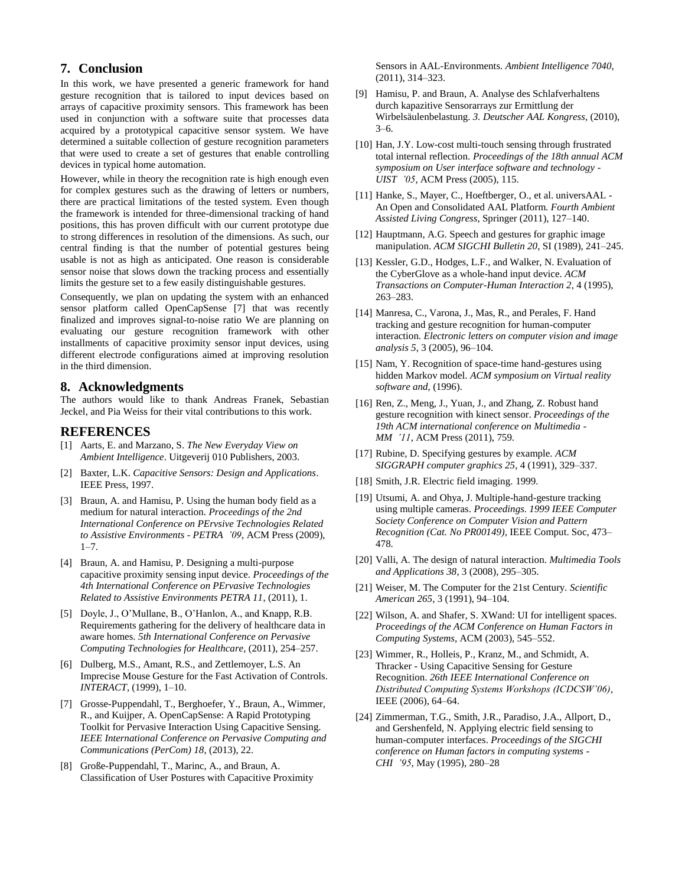## 7. Conclusion

In this work, we have presented a generic framework for hand gesture recognition that is tailored to input devices based on arrays of capacitive proximity sensors. This framework has been used in conjunction with a software suite that processes data acquired by a prototypical capacitive sensor system. We have determined a suitable collection of gesture recognition parameters that were used to create a set of gestures that enable controlling devices in typical home automation.

However, while in theory the recognition rate is high enough even for complex gestures such as the drawing of letters or numbers, there are practical limitations of the tested system. Even though the framework is intended for three-dimensional tracking of hand positions, this has proven difficult with our current prototype due to strong differences in resolution of the dimensions. As such, our central finding is that the number of potential gestures being usable is not as high as anticipated. One reason is considerable sensor noise that slows down the tracking process and essentially limits the gesture set to a few easily distinguishable gestures.

Consequently, we plan on updating the system with an enhanced sensor platform called OpenCapSense [7] that was recently finalized and improves signal-to-noise ratio We are planning on evaluating our gesture recognition framework with other installments of capacitive proximity sensor input devices, using different electrode configurations aimed at improving resolution in the third dimension.

## 8. Acknowledgments

The authors would like to thank Andreas Franek, Sebastian Jeckel, and Pia Weiss for their vital contributions to this work.

## REFERENCES

[1] Aarts, E. and Marzano, S. *The New Everyday View on Ambient Intelligence*. Uitgeverij 010 Publishers, 2003.

[2] Baxter, L.K. *Capacitive Sensors: Design and Applications*. IEEE Press, 1997.

[3] Braun, A. and Hamisu, P. Using the human body field as a medium for natural interaction. *Proceedings of the 2nd International Conference on PErvsive Technologies Related to Assistive Environments - PETRA '09*, ACM Press (2009), 1–7.

[4] Braun, A. and Hamisu, P. Designing a multi-purpose capacitive proximity sensing input device. *Proceedings of the 4th International Conference on PErvasive Technologies Related to Assistive Environments PETRA 11*, (2011), 1.

[5] Doyle, J., O'Mullane, B., O'Hanlon, A., and Knapp, R.B. Requirements gathering for the delivery of healthcare data in aware homes. *5th International Conference on Pervasive Computing Technologies for Healthcare*, (2011), 254–257.

[6] Dulberg, M.S., Amant, R.S., and Zettlemoyer, L.S. An Imprecise Mouse Gesture for the Fast Activation of Controls. *INTERACT*, (1999), 1–10.

[7] Grosse-Puppendahl, T., Berghoefer, Y., Braun, A., Wimmer, R., and Kuijper, A. OpenCapSense: A Rapid Prototyping Toolkit for Pervasive Interaction Using Capacitive Sensing. *IEEE International Conference on Pervasive Computing and Communications (PerCom) 18*, (2013), 22.

[8] Große-Puppendahl, T., Marinc, A., and Braun, A. Classification of User Postures with Capacitive Proximity Sensors in AAL-Environments. *Ambient Intelligence 7040*, (2011), 314–323.

[9] Hamisu, P. and Braun, A. Analyse des Schlafverhaltens durch kapazitive Sensorarrays zur Ermittlung der Wirbelsäulenbelastung. *3. Deutscher AAL Kongress*, (2010), 3–6.

[10] Han, J.Y. Low-cost multi-touch sensing through frustrated total internal reflection. *Proceedings of the 18th annual ACM symposium on User interface software and technology - UIST '05*, ACM Press (2005), 115.

[11] Hanke, S., Mayer, C., Hoeftberger, O., et al. universAAL - An Open and Consolidated AAL Platform. *Fourth Ambient Assisted Living Congress*, Springer (2011), 127–140.

[12] Hauptmann, A.G. Speech and gestures for graphic image manipulation. *ACM SIGCHI Bulletin 20*, SI (1989), 241–245.

[13] Kessler, G.D., Hodges, L.F., and Walker, N. Evaluation of the CyberGlove as a whole-hand input device. *ACM Transactions on Computer-Human Interaction 2*, 4 (1995), 263–283.

[14] Manresa, C., Varona, J., Mas, R., and Perales, F. Hand tracking and gesture recognition for human-computer interaction. *Electronic letters on computer vision and image analysis 5*, 3 (2005), 96–104.

[15] Nam, Y. Recognition of space-time hand-gestures using hidden Markov model. *ACM symposium on Virtual reality software and*, (1996).

[16] Ren, Z., Meng, J., Yuan, J., and Zhang, Z. Robust hand gesture recognition with kinect sensor. *Proceedings of the 19th ACM international conference on Multimedia - MM '11*, ACM Press (2011), 759.

[17] Rubine, D. Specifying gestures by example. *ACM SIGGRAPH computer graphics 25*, 4 (1991), 329–337.

[18] Smith, J.R. Electric field imaging. 1999.

[19] Utsumi, A. and Ohya, J. Multiple-hand-gesture tracking using multiple cameras. *Proceedings. 1999 IEEE Computer Society Conference on Computer Vision and Pattern Recognition (Cat. No PR00149)*, IEEE Comput. Soc, 473–478.

[20] Valli, A. The design of natural interaction. *Multimedia Tools and Applications 38*, 3 (2008), 295–305.

[21] Weiser, M. The Computer for the 21st Century. *Scientific American 265*, 3 (1991), 94–104.

[22] Wilson, A. and Shafer, S. XWand: UI for intelligent spaces. *Proceedings of the ACM Conference on Human Factors in Computing Systems*, ACM (2003), 545–552.

[23] Wimmer, R., Holleis, P., Kranz, M., and Schmidt, A. Thracker - Using Capacitive Sensing for Gesture Recognition. *26th IEEE International Conference on Distributed Computing Systems Workshops (ICDCSW'06)*, IEEE (2006), 64–64.

[24] Zimmerman, T.G., Smith, J.R., Paradiso, J.A., Allport, D., and Gershenfeld, N. Applying electric field sensing to human-computer interfaces. *Proceedings of the SIGCHI conference on Human factors in computing systems - CHI '95*, May (1995), 280–28